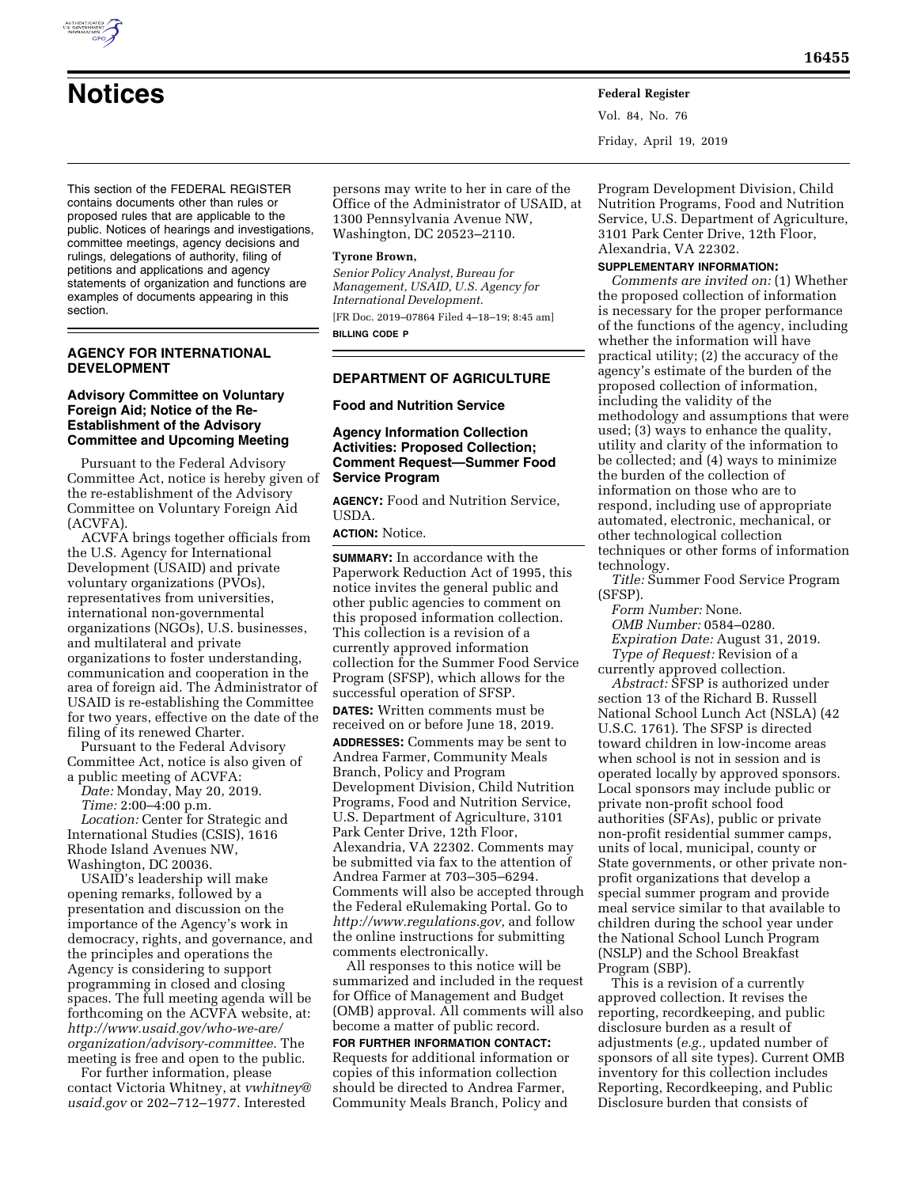# Notices

This section of the FEDERAL REGISTER contains documents other than rules or proposed rules that are applicable to the public. Notices of hearings and investigations, committee meetings, agency decisions and rulings, delegations of authority, filing of petitions and applications and agency statements of organization and functions are examples of documents appearing in this section.

## AGENCY FOR INTERNATIONAL DEVELOPMENT

### Advisory Committee on Voluntary Foreign Aid; Notice of the Re-Establishment of the Advisory Committee and Upcoming Meeting

Pursuant to the Federal Advisory Committee Act, notice is hereby given of the re-establishment of the Advisory Committee on Voluntary Foreign Aid (ACVFA).

ACVFA brings together officials from the U.S. Agency for International Development (USAID) and private voluntary organizations (PVOs), representatives from universities, international non-governmental organizations (NGOs), U.S. businesses, and multilateral and private organizations to foster understanding, communication and cooperation in the area of foreign aid. The Administrator of USAID is re-establishing the Committee for two years, effective on the date of the filing of its renewed Charter.

Pursuant to the Federal Advisory Committee Act, notice is also given of a public meeting of ACVFA:

*Date:* Monday, May 20, 2019.

*Time:* 2:00–4:00 p.m.

*Location:* Center for Strategic and International Studies (CSIS), 1616 Rhode Island Avenues NW, Washington, DC 20036.

USAID's leadership will make opening remarks, followed by a presentation and discussion on the importance of the Agency's work in democracy, rights, and governance, and the principles and operations the Agency is considering to support programming in closed and closing spaces. The full meeting agenda will be forthcoming on the ACVFA website, at: *http://www.usaid.gov/who-we-are/organization/advisory-committee.* The meeting is free and open to the public.

For further information, please contact Victoria Whitney, at *vwhitney@usaid.gov* or 202–712–1977. Interested persons may write to her in care of the Office of the Administrator of USAID, at 1300 Pennsylvania Avenue NW, Washington, DC 20523–2110.

**Tyrone Brown,**

*Senior Policy Analyst, Bureau for Management, USAID, U.S. Agency for International Development.*

[FR Doc. 2019–07864 Filed 4–18–19; 8:45 am]

**BILLING CODE P**

## DEPARTMENT OF AGRICULTURE

### Food and Nutrition Service

### Agency Information Collection Activities: Proposed Collection; Comment Request—Summer Food Service Program

**AGENCY:** Food and Nutrition Service, USDA.

**ACTION:** Notice.

**SUMMARY:** In accordance with the Paperwork Reduction Act of 1995, this notice invites the general public and other public agencies to comment on this proposed information collection. This collection is a revision of a currently approved information collection for the Summer Food Service Program (SFSP), which allows for the successful operation of SFSP.

**DATES:** Written comments must be received on or before June 18, 2019.

**ADDRESSES:** Comments may be sent to Andrea Farmer, Community Meals Branch, Policy and Program Development Division, Child Nutrition Programs, Food and Nutrition Service, U.S. Department of Agriculture, 3101 Park Center Drive, 12th Floor, Alexandria, VA 22302. Comments may be submitted via fax to the attention of Andrea Farmer at 703–305–6294. Comments will also be accepted through the Federal eRulemaking Portal. Go to *http://www.regulations.gov,* and follow the online instructions for submitting comments electronically.

All responses to this notice will be summarized and included in the request for Office of Management and Budget (OMB) approval. All comments will also become a matter of public record.

**FOR FURTHER INFORMATION CONTACT:** Requests for additional information or copies of this information collection should be directed to Andrea Farmer, Community Meals Branch, Policy and Program Development Division, Child Nutrition Programs, Food and Nutrition Service, U.S. Department of Agriculture, 3101 Park Center Drive, 12th Floor, Alexandria, VA 22302.

**SUPPLEMENTARY INFORMATION:**

*Comments are invited on:* (1) Whether the proposed collection of information is necessary for the proper performance of the functions of the agency, including whether the information will have practical utility; (2) the accuracy of the agency's estimate of the burden of the proposed collection of information, including the validity of the methodology and assumptions that were used; (3) ways to enhance the quality, utility and clarity of the information to be collected; and (4) ways to minimize the burden of the collection of information on those who are to respond, including use of appropriate automated, electronic, mechanical, or other technological collection techniques or other forms of information technology.

*Title:* Summer Food Service Program (SFSP).

*Form Number:* None.

*OMB Number:* 0584–0280.

*Expiration Date:* August 31, 2019.

*Type of Request:* Revision of a currently approved collection.

*Abstract:* SFSP is authorized under section 13 of the Richard B. Russell National School Lunch Act (NSLA) (42 U.S.C. 1761). The SFSP is directed toward children in low-income areas when school is not in session and is operated locally by approved sponsors. Local sponsors may include public or private non-profit school food authorities (SFAs), public or private non-profit residential summer camps, units of local, municipal, county or State governments, or other private non-profit organizations that develop a special summer program and provide meal service similar to that available to children during the school year under the National School Lunch Program (NSLP) and the School Breakfast Program (SBP).

This is a revision of a currently approved collection. It revises the reporting, recordkeeping, and public disclosure burden as a result of adjustments (*e.g.,* updated number of sponsors of all site types). Current OMB inventory for this collection includes Reporting, Recordkeeping, and Public Disclosure burden that consists of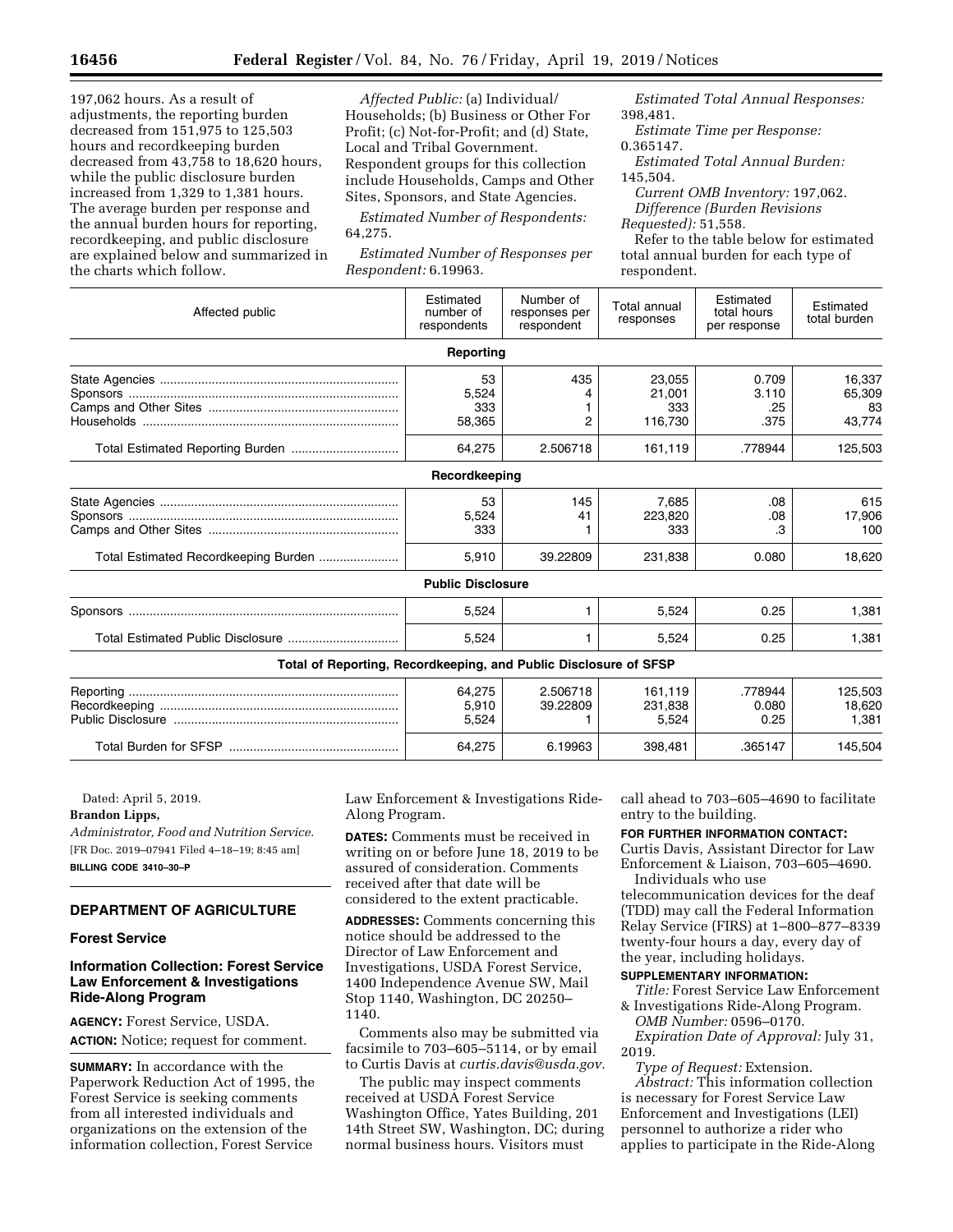197,062 hours. As a result of adjustments, the reporting burden decreased from 151,975 to 125,503 hours and recordkeeping burden decreased from 43,758 to 18,620 hours, while the public disclosure burden increased from 1,329 to 1,381 hours. The average burden per response and the annual burden hours for reporting, recordkeeping, and public disclosure are explained below and summarized in the charts which follow.

*Affected Public:* (a) Individual/Households; (b) Business or Other For Profit; (c) Not-for-Profit; and (d) State, Local and Tribal Government. Respondent groups for this collection include Households, Camps and Other Sites, Sponsors, and State Agencies.

*Estimated Number of Respondents:* 64,275.

*Estimated Number of Responses per Respondent:* 6.19963.

*Estimated Total Annual Responses:* 398,481.

*Estimate Time per Response:* 0.365147.

*Estimated Total Annual Burden:* 145,504.

*Current OMB Inventory:* 197,062.

*Difference (Burden Revisions Requested):* 51,558.

Refer to the table below for estimated total annual burden for each type of respondent.

| Affected public | Estimated number of respondents | Number of responses per respondent | Total annual responses | Estimated total hours per response | Estimated total burden |
|---|---|---|---|---|---|
| **Reporting** | | | | | |
| State Agencies | 53 | 435 | 23,055 | 0.709 | 16,337 |
| Sponsors | 5,524 | 4 | 21,001 | 3.110 | 65,309 |
| Camps and Other Sites | 333 | 1 | 333 | .25 | 83 |
| Households | 58,365 | 2 | 116,730 | .375 | 43,774 |
| Total Estimated Reporting Burden | 64,275 | 2.506718 | 161,119 | .778944 | 125,503 |
| **Recordkeeping** | | | | | |
| State Agencies | 53 | 145 | 7,685 | .08 | 615 |
| Sponsors | 5,524 | 41 | 223,820 | .08 | 17,906 |
| Camps and Other Sites | 333 | 1 | 333 | .3 | 100 |
| Total Estimated Recordkeeping Burden | 5,910 | 39.22809 | 231,838 | 0.080 | 18,620 |
| **Public Disclosure** | | | | | |
| Sponsors | 5,524 | 1 | 5,524 | 0.25 | 1,381 |
| Total Estimated Public Disclosure | 5,524 | 1 | 5,524 | 0.25 | 1,381 |
| **Total of Reporting, Recordkeeping, and Public Disclosure of SFSP** | | | | | |
| Reporting | 64,275 | 2.506718 | 161,119 | .778944 | 125,503 |
| Recordkeeping | 5,910 | 39.22809 | 231,838 | 0.080 | 18,620 |
| Public Disclosure | 5,524 | 1 | 5,524 | 0.25 | 1,381 |
| Total Burden for SFSP | 64,275 | 6.19963 | 398,481 | .365147 | 145,504 |

Dated: April 5, 2019.

**Brandon Lipps,**

*Administrator, Food and Nutrition Service.*

[FR Doc. 2019–07941 Filed 4–18–19; 8:45 am]

**BILLING CODE 3410–30–P**

## DEPARTMENT OF AGRICULTURE

### Forest Service

### Information Collection: Forest Service Law Enforcement & Investigations Ride-Along Program

**AGENCY:** Forest Service, USDA.

**ACTION:** Notice; request for comment.

**SUMMARY:** In accordance with the Paperwork Reduction Act of 1995, the Forest Service is seeking comments from all interested individuals and organizations on the extension of the information collection, Forest Service Law Enforcement & Investigations Ride-Along Program.

**DATES:** Comments must be received in writing on or before June 18, 2019 to be assured of consideration. Comments received after that date will be considered to the extent practicable.

**ADDRESSES:** Comments concerning this notice should be addressed to the Director of Law Enforcement and Investigations, USDA Forest Service, 1400 Independence Avenue SW, Mail Stop 1140, Washington, DC 20250–1140.

Comments also may be submitted via facsimile to 703–605–5114, or by email to Curtis Davis at *curtis.davis@usda.gov.*

The public may inspect comments received at USDA Forest Service Washington Office, Yates Building, 201 14th Street SW, Washington, DC; during normal business hours. Visitors must call ahead to 703–605–4690 to facilitate entry to the building.

**FOR FURTHER INFORMATION CONTACT:** Curtis Davis, Assistant Director for Law Enforcement & Liaison, 703–605–4690.

Individuals who use telecommunication devices for the deaf (TDD) may call the Federal Information Relay Service (FIRS) at 1–800–877–8339 twenty-four hours a day, every day of the year, including holidays.

**SUPPLEMENTARY INFORMATION:**

*Title:* Forest Service Law Enforcement & Investigations Ride-Along Program.

*OMB Number:* 0596–0170.

*Expiration Date of Approval:* July 31, 2019.

*Type of Request:* Extension.

*Abstract:* This information collection is necessary for Forest Service Law Enforcement and Investigations (LEI) personnel to authorize a rider who applies to participate in the Ride-Along